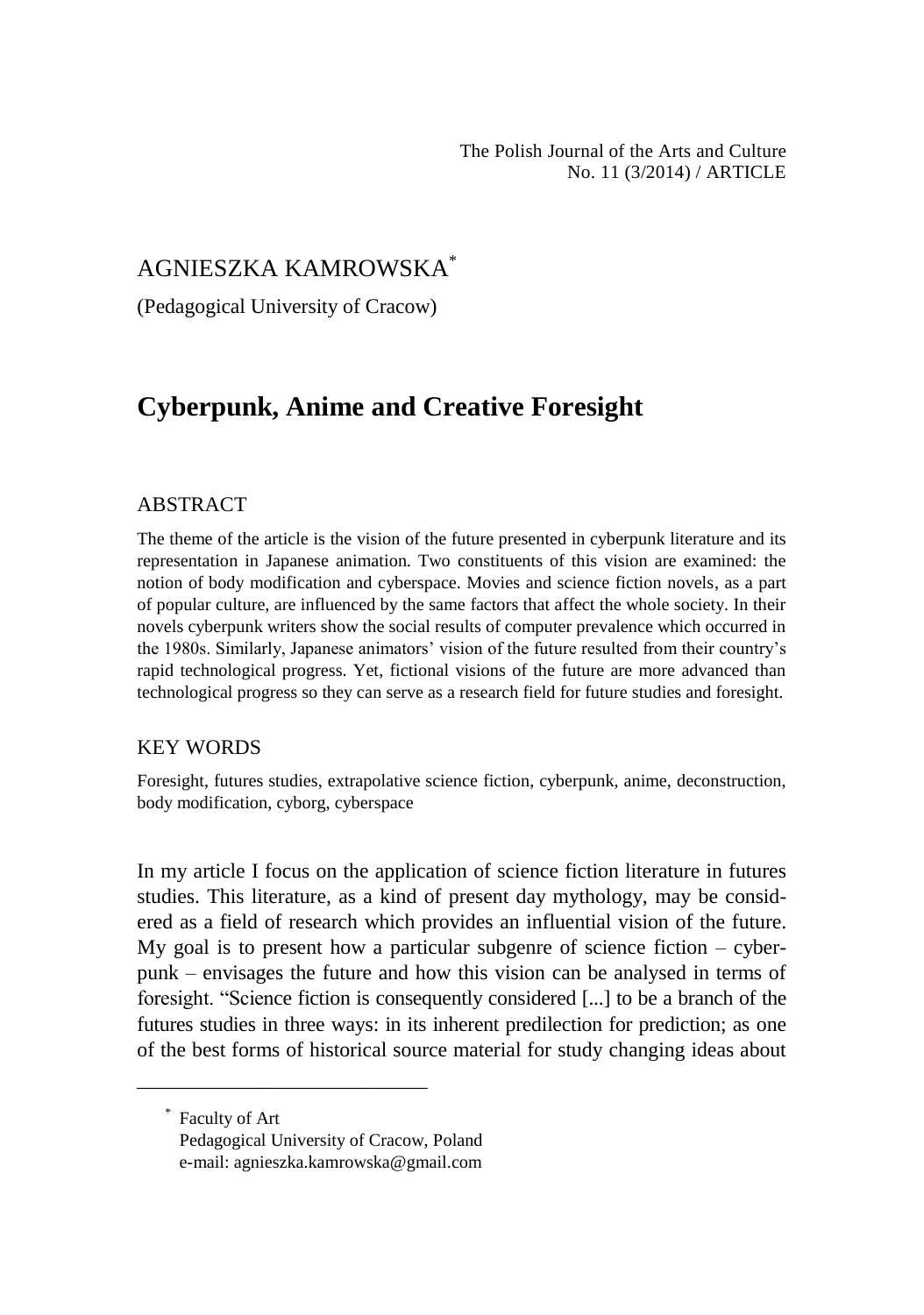The Polish Journal of the Arts and Culture
No. 11 (3/2014) / ARTICLE

AGNIESZKA KAMROWSKA[*]

(Pedagogical University of Cracow)

# Cyberpunk, Anime and Creative Foresight

## ABSTRACT

The theme of the article is the vision of the future presented in cyberpunk literature and its representation in Japanese animation. Two constituents of this vision are examined: the notion of body modification and cyberspace. Movies and science fiction novels, as a part of popular culture, are influenced by the same factors that affect the whole society. In their novels cyberpunk writers show the social results of computer prevalence which occurred in the 1980s. Similarly, Japanese animators' vision of the future resulted from their country's rapid technological progress. Yet, fictional visions of the future are more advanced than technological progress so they can serve as a research field for future studies and foresight.

## KEY WORDS

Foresight, futures studies, extrapolative science fiction, cyberpunk, anime, deconstruction, body modification, cyborg, cyberspace

In my article I focus on the application of science fiction literature in futures studies. This literature, as a kind of present day mythology, may be considered as a field of research which provides an influential vision of the future. My goal is to present how a particular subgenre of science fiction – cyberpunk – envisages the future and how this vision can be analysed in terms of foresight. "Science fiction is consequently considered [...] to be a branch of the futures studies in three ways: in its inherent predilection for prediction; as one of the best forms of historical source material for study changing ideas about

---

[*] Faculty of Art
Pedagogical University of Cracow, Poland
e-mail: agnieszka.kamrowska@gmail.com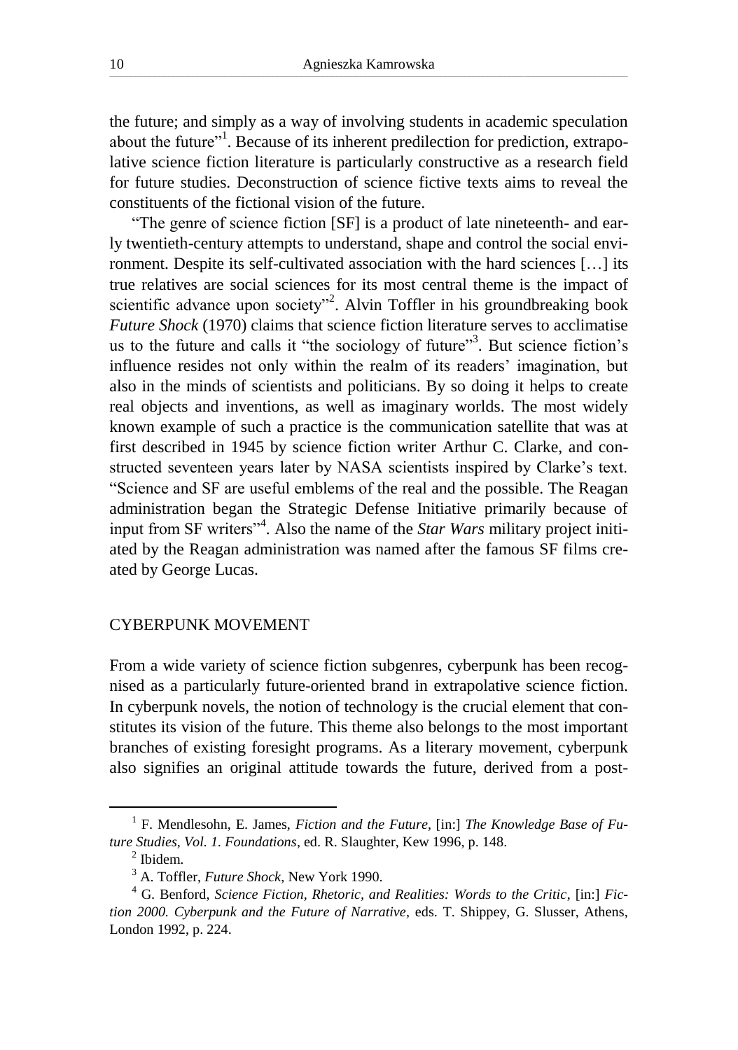the future; and simply as a way of involving students in academic speculation about the future"[1]. Because of its inherent predilection for prediction, extrapolative science fiction literature is particularly constructive as a research field for future studies. Deconstruction of science fictive texts aims to reveal the constituents of the fictional vision of the future.

"The genre of science fiction [SF] is a product of late nineteenth- and early twentieth-century attempts to understand, shape and control the social environment. Despite its self-cultivated association with the hard sciences […] its true relatives are social sciences for its most central theme is the impact of scientific advance upon society"[2]. Alvin Toffler in his groundbreaking book *Future Shock* (1970) claims that science fiction literature serves to acclimatise us to the future and calls it "the sociology of future"[3]. But science fiction's influence resides not only within the realm of its readers' imagination, but also in the minds of scientists and politicians. By so doing it helps to create real objects and inventions, as well as imaginary worlds. The most widely known example of such a practice is the communication satellite that was at first described in 1945 by science fiction writer Arthur C. Clarke, and constructed seventeen years later by NASA scientists inspired by Clarke's text. "Science and SF are useful emblems of the real and the possible. The Reagan administration began the Strategic Defense Initiative primarily because of input from SF writers"[4]. Also the name of the *Star Wars* military project initiated by the Reagan administration was named after the famous SF films created by George Lucas.

## CYBERPUNK MOVEMENT

From a wide variety of science fiction subgenres, cyberpunk has been recognised as a particularly future-oriented brand in extrapolative science fiction. In cyberpunk novels, the notion of technology is the crucial element that constitutes its vision of the future. This theme also belongs to the most important branches of existing foresight programs. As a literary movement, cyberpunk also signifies an original attitude towards the future, derived from a post-

---

[1] F. Mendlesohn, E. James, *Fiction and the Future*, [in:] *The Knowledge Base of Future Studies, Vol. 1. Foundations*, ed. R. Slaughter, Kew 1996, p. 148.

[2] Ibidem.

[3] A. Toffler, *Future Shock*, New York 1990.

[4] G. Benford, *Science Fiction, Rhetoric, and Realities: Words to the Critic*, [in:] *Fiction 2000. Cyberpunk and the Future of Narrative*, eds. T. Shippey, G. Slusser, Athens, London 1992, p. 224.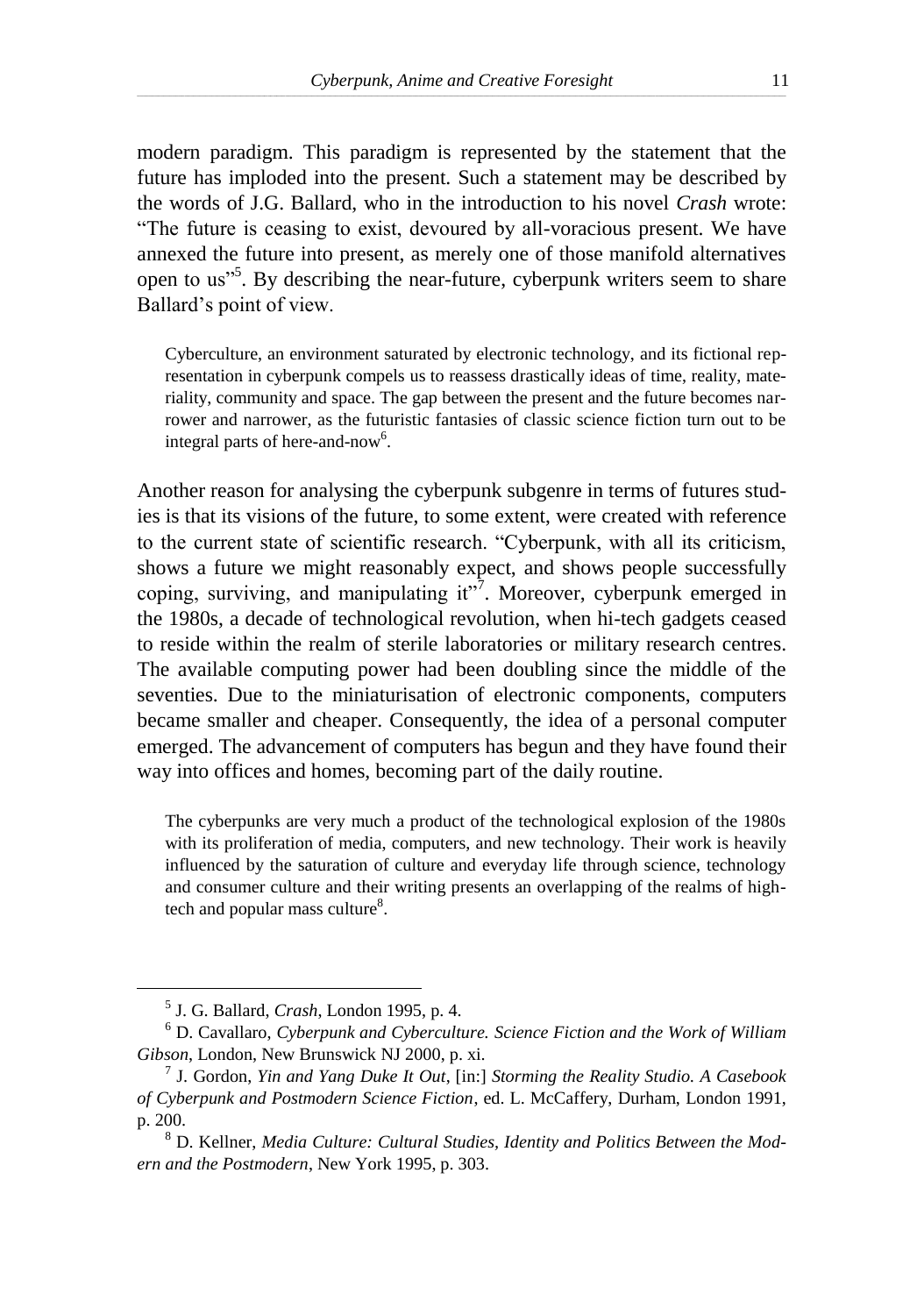modern paradigm. This paradigm is represented by the statement that the future has imploded into the present. Such a statement may be described by the words of J.G. Ballard, who in the introduction to his novel *Crash* wrote: "The future is ceasing to exist, devoured by all-voracious present. We have annexed the future into present, as merely one of those manifold alternatives open to us"[5]. By describing the near-future, cyberpunk writers seem to share Ballard's point of view.

> Cyberculture, an environment saturated by electronic technology, and its fictional representation in cyberpunk compels us to reassess drastically ideas of time, reality, materiality, community and space. The gap between the present and the future becomes narrower and narrower, as the futuristic fantasies of classic science fiction turn out to be integral parts of here-and-now[6].

Another reason for analysing the cyberpunk subgenre in terms of futures studies is that its visions of the future, to some extent, were created with reference to the current state of scientific research. "Cyberpunk, with all its criticism, shows a future we might reasonably expect, and shows people successfully coping, surviving, and manipulating it"[7]. Moreover, cyberpunk emerged in the 1980s, a decade of technological revolution, when hi-tech gadgets ceased to reside within the realm of sterile laboratories or military research centres. The available computing power had been doubling since the middle of the seventies. Due to the miniaturisation of electronic components, computers became smaller and cheaper. Consequently, the idea of a personal computer emerged. The advancement of computers has begun and they have found their way into offices and homes, becoming part of the daily routine.

> The cyberpunks are very much a product of the technological explosion of the 1980s with its proliferation of media, computers, and new technology. Their work is heavily influenced by the saturation of culture and everyday life through science, technology and consumer culture and their writing presents an overlapping of the realms of high-tech and popular mass culture[8].

---

[5] J. G. Ballard, *Crash*, London 1995, p. 4.

[6] D. Cavallaro, *Cyberpunk and Cyberculture. Science Fiction and the Work of William Gibson*, London, New Brunswick NJ 2000, p. xi.

[7] J. Gordon, *Yin and Yang Duke It Out*, [in:] *Storming the Reality Studio. A Casebook of Cyberpunk and Postmodern Science Fiction*, ed. L. McCaffery, Durham, London 1991, p. 200.

[8] D. Kellner, *Media Culture: Cultural Studies, Identity and Politics Between the Modern and the Postmodern*, New York 1995, p. 303.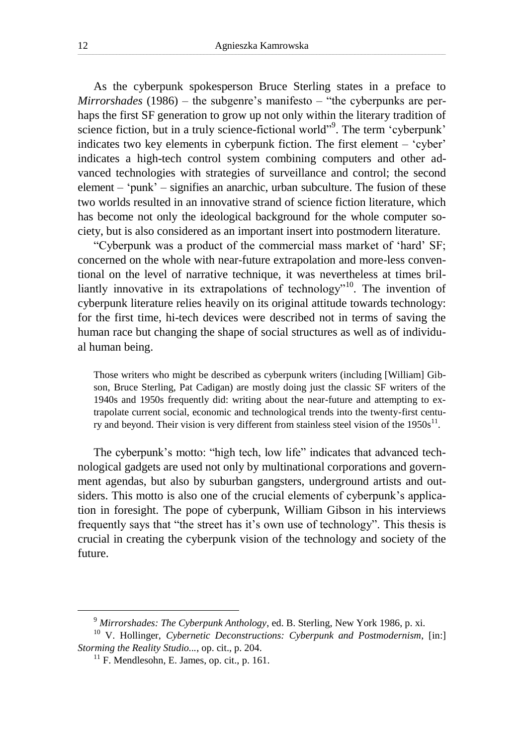As the cyberpunk spokesperson Bruce Sterling states in a preface to *Mirrorshades* (1986) – the subgenre's manifesto – "the cyberpunks are perhaps the first SF generation to grow up not only within the literary tradition of science fiction, but in a truly science-fictional world"[9]. The term 'cyberpunk' indicates two key elements in cyberpunk fiction. The first element – 'cyber' indicates a high-tech control system combining computers and other advanced technologies with strategies of surveillance and control; the second element – 'punk' – signifies an anarchic, urban subculture. The fusion of these two worlds resulted in an innovative strand of science fiction literature, which has become not only the ideological background for the whole computer society, but is also considered as an important insert into postmodern literature.

"Cyberpunk was a product of the commercial mass market of 'hard' SF; concerned on the whole with near-future extrapolation and more-less conventional on the level of narrative technique, it was nevertheless at times brilliantly innovative in its extrapolations of technology"[10]. The invention of cyberpunk literature relies heavily on its original attitude towards technology: for the first time, hi-tech devices were described not in terms of saving the human race but changing the shape of social structures as well as of individual human being.

> Those writers who might be described as cyberpunk writers (including [William] Gibson, Bruce Sterling, Pat Cadigan) are mostly doing just the classic SF writers of the 1940s and 1950s frequently did: writing about the near-future and attempting to extrapolate current social, economic and technological trends into the twenty-first century and beyond. Their vision is very different from stainless steel vision of the 1950s[11].

The cyberpunk's motto: "high tech, low life" indicates that advanced technological gadgets are used not only by multinational corporations and government agendas, but also by suburban gangsters, underground artists and outsiders. This motto is also one of the crucial elements of cyberpunk's application in foresight. The pope of cyberpunk, William Gibson in his interviews frequently says that "the street has it's own use of technology". This thesis is crucial in creating the cyberpunk vision of the technology and society of the future.

---

[9] *Mirrorshades: The Cyberpunk Anthology*, ed. B. Sterling, New York 1986, p. xi.

[10] V. Hollinger, *Cybernetic Deconstructions: Cyberpunk and Postmodernism*, [in:] *Storming the Reality Studio...*, op. cit., p. 204.

[11] F. Mendlesohn, E. James, op. cit., p. 161.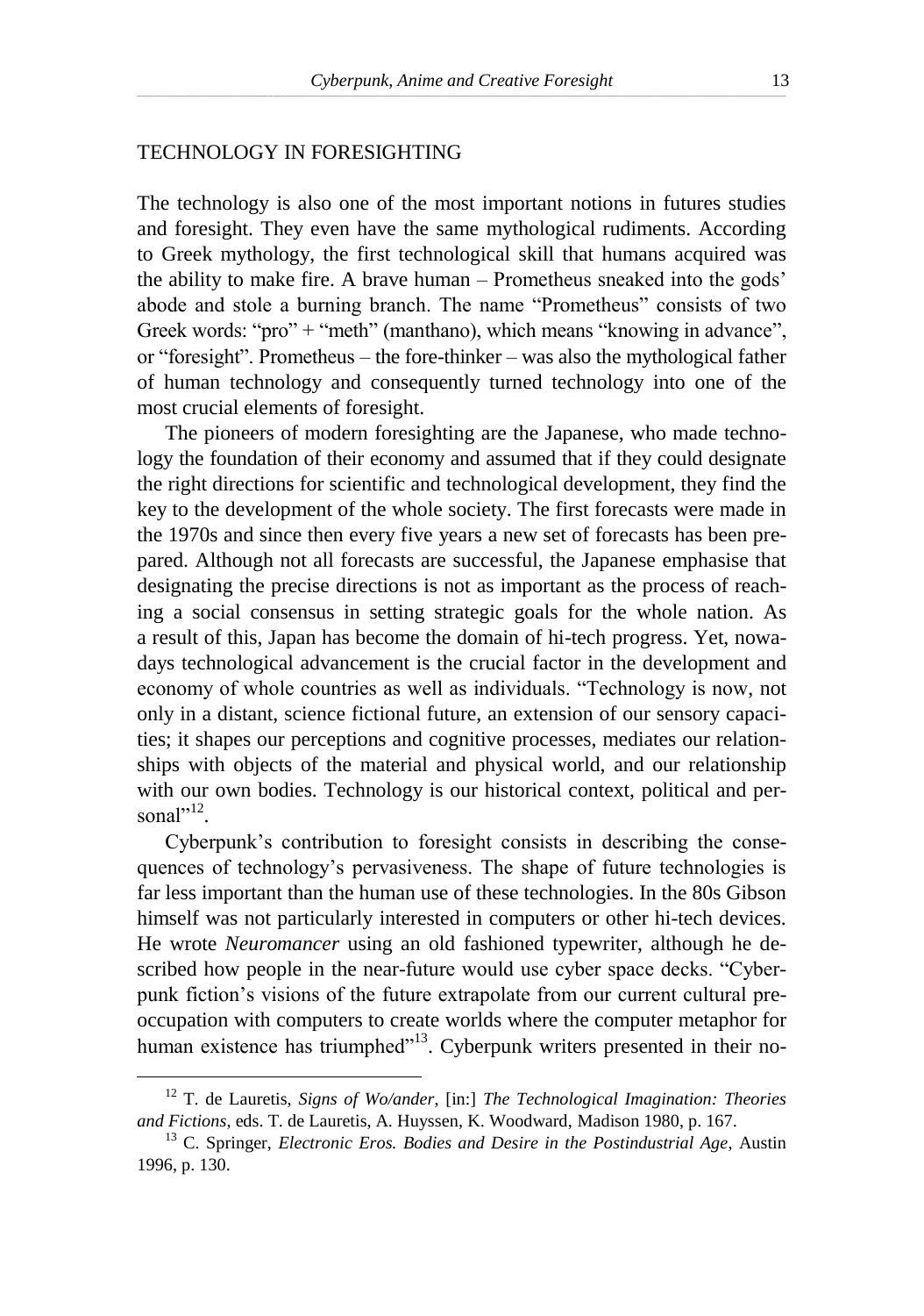## TECHNOLOGY IN FORESIGHTING

The technology is also one of the most important notions in futures studies and foresight. They even have the same mythological rudiments. According to Greek mythology, the first technological skill that humans acquired was the ability to make fire. A brave human – Prometheus sneaked into the gods' abode and stole a burning branch. The name "Prometheus" consists of two Greek words: "pro" + "meth" (manthano), which means "knowing in advance", or "foresight". Prometheus – the fore-thinker – was also the mythological father of human technology and consequently turned technology into one of the most crucial elements of foresight.

The pioneers of modern foresighting are the Japanese, who made technology the foundation of their economy and assumed that if they could designate the right directions for scientific and technological development, they find the key to the development of the whole society. The first forecasts were made in the 1970s and since then every five years a new set of forecasts has been prepared. Although not all forecasts are successful, the Japanese emphasise that designating the precise directions is not as important as the process of reaching a social consensus in setting strategic goals for the whole nation. As a result of this, Japan has become the domain of hi-tech progress. Yet, nowadays technological advancement is the crucial factor in the development and economy of whole countries as well as individuals. "Technology is now, not only in a distant, science fictional future, an extension of our sensory capacities; it shapes our perceptions and cognitive processes, mediates our relationships with objects of the material and physical world, and our relationship with our own bodies. Technology is our historical context, political and personal"[12].

Cyberpunk's contribution to foresight consists in describing the consequences of technology's pervasiveness. The shape of future technologies is far less important than the human use of these technologies. In the 80s Gibson himself was not particularly interested in computers or other hi-tech devices. He wrote *Neuromancer* using an old fashioned typewriter, although he described how people in the near-future would use cyber space decks. "Cyberpunk fiction's visions of the future extrapolate from our current cultural preoccupation with computers to create worlds where the computer metaphor for human existence has triumphed"[13]. Cyberpunk writers presented in their no-

[12] T. de Lauretis, *Signs of Wo/ander*, [in:] *The Technological Imagination: Theories and Fictions*, eds. T. de Lauretis, A. Huyssen, K. Woodward, Madison 1980, p. 167.

[13] C. Springer, *Electronic Eros. Bodies and Desire in the Postindustrial Age*, Austin 1996, p. 130.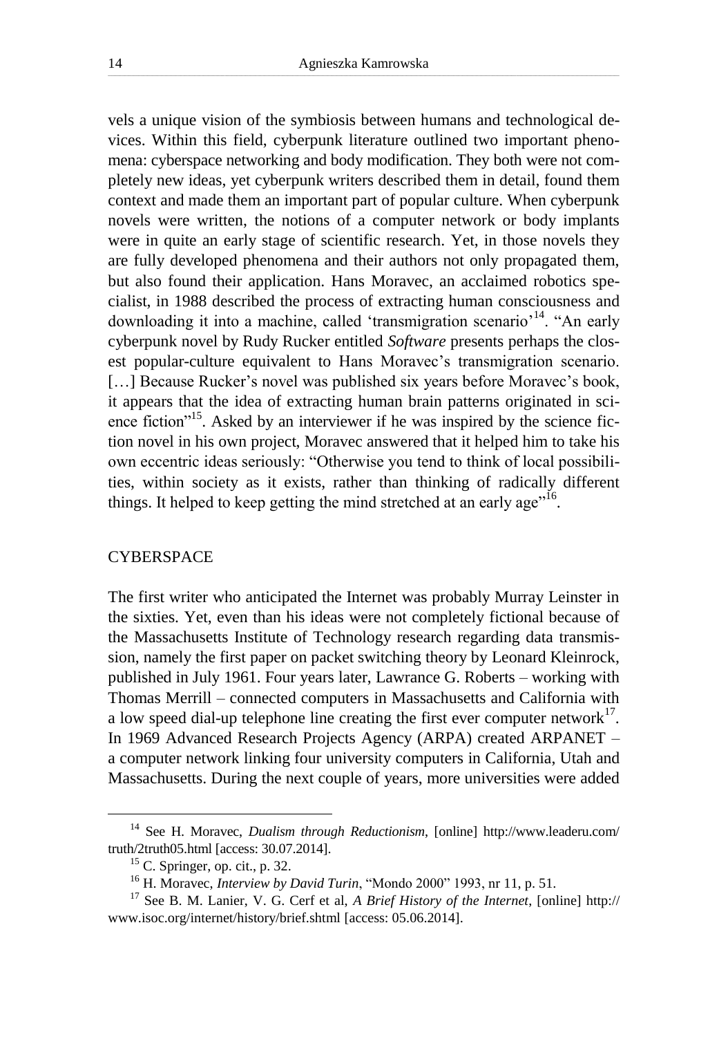vels a unique vision of the symbiosis between humans and technological devices. Within this field, cyberpunk literature outlined two important phenomena: cyberspace networking and body modification. They both were not completely new ideas, yet cyberpunk writers described them in detail, found them context and made them an important part of popular culture. When cyberpunk novels were written, the notions of a computer network or body implants were in quite an early stage of scientific research. Yet, in those novels they are fully developed phenomena and their authors not only propagated them, but also found their application. Hans Moravec, an acclaimed robotics specialist, in 1988 described the process of extracting human consciousness and downloading it into a machine, called 'transmigration scenario'[14]. "An early cyberpunk novel by Rudy Rucker entitled *Software* presents perhaps the closest popular-culture equivalent to Hans Moravec's transmigration scenario. […] Because Rucker's novel was published six years before Moravec's book, it appears that the idea of extracting human brain patterns originated in science fiction"[15]. Asked by an interviewer if he was inspired by the science fiction novel in his own project, Moravec answered that it helped him to take his own eccentric ideas seriously: "Otherwise you tend to think of local possibilities, within society as it exists, rather than thinking of radically different things. It helped to keep getting the mind stretched at an early age"[16].

## CYBERSPACE

The first writer who anticipated the Internet was probably Murray Leinster in the sixties. Yet, even than his ideas were not completely fictional because of the Massachusetts Institute of Technology research regarding data transmission, namely the first paper on packet switching theory by Leonard Kleinrock, published in July 1961. Four years later, Lawrance G. Roberts – working with Thomas Merrill – connected computers in Massachusetts and California with a low speed dial-up telephone line creating the first ever computer network[17]. In 1969 Advanced Research Projects Agency (ARPA) created ARPANET – a computer network linking four university computers in California, Utah and Massachusetts. During the next couple of years, more universities were added

---

[14] See H. Moravec, *Dualism through Reductionism*, [online] http://www.leaderu.com/truth/2truth05.html [access: 30.07.2014].

[15] C. Springer, op. cit., p. 32.

[16] H. Moravec, *Interview by David Turin*, "Mondo 2000" 1993, nr 11, p. 51.

[17] See B. M. Lanier, V. G. Cerf et al, *A Brief History of the Internet*, [online] http://www.isoc.org/internet/history/brief.shtml [access: 05.06.2014].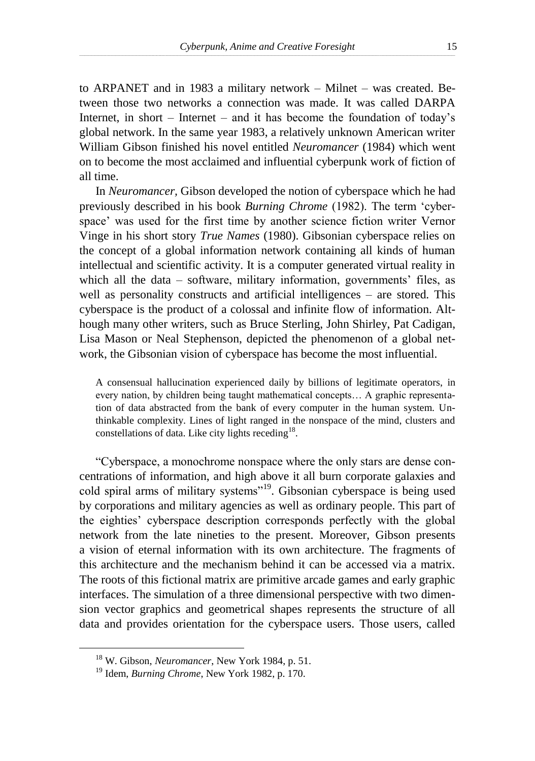to ARPANET and in 1983 a military network – Milnet – was created. Between those two networks a connection was made. It was called DARPA Internet, in short – Internet – and it has become the foundation of today's global network. In the same year 1983, a relatively unknown American writer William Gibson finished his novel entitled *Neuromancer* (1984) which went on to become the most acclaimed and influential cyberpunk work of fiction of all time.

In *Neuromancer*, Gibson developed the notion of cyberspace which he had previously described in his book *Burning Chrome* (1982). The term 'cyberspace' was used for the first time by another science fiction writer Vernor Vinge in his short story *True Names* (1980). Gibsonian cyberspace relies on the concept of a global information network containing all kinds of human intellectual and scientific activity. It is a computer generated virtual reality in which all the data – software, military information, governments' files, as well as personality constructs and artificial intelligences – are stored. This cyberspace is the product of a colossal and infinite flow of information. Although many other writers, such as Bruce Sterling, John Shirley, Pat Cadigan, Lisa Mason or Neal Stephenson, depicted the phenomenon of a global network, the Gibsonian vision of cyberspace has become the most influential.

> A consensual hallucination experienced daily by billions of legitimate operators, in every nation, by children being taught mathematical concepts… A graphic representation of data abstracted from the bank of every computer in the human system. Unthinkable complexity. Lines of light ranged in the nonspace of the mind, clusters and constellations of data. Like city lights receding[18].

"Cyberspace, a monochrome nonspace where the only stars are dense concentrations of information, and high above it all burn corporate galaxies and cold spiral arms of military systems"[19]. Gibsonian cyberspace is being used by corporations and military agencies as well as ordinary people. This part of the eighties' cyberspace description corresponds perfectly with the global network from the late nineties to the present. Moreover, Gibson presents a vision of eternal information with its own architecture. The fragments of this architecture and the mechanism behind it can be accessed via a matrix. The roots of this fictional matrix are primitive arcade games and early graphic interfaces. The simulation of a three dimensional perspective with two dimension vector graphics and geometrical shapes represents the structure of all data and provides orientation for the cyberspace users. Those users, called

[18] W. Gibson, *Neuromancer*, New York 1984, p. 51.

[19] Idem, *Burning Chrome*, New York 1982, p. 170.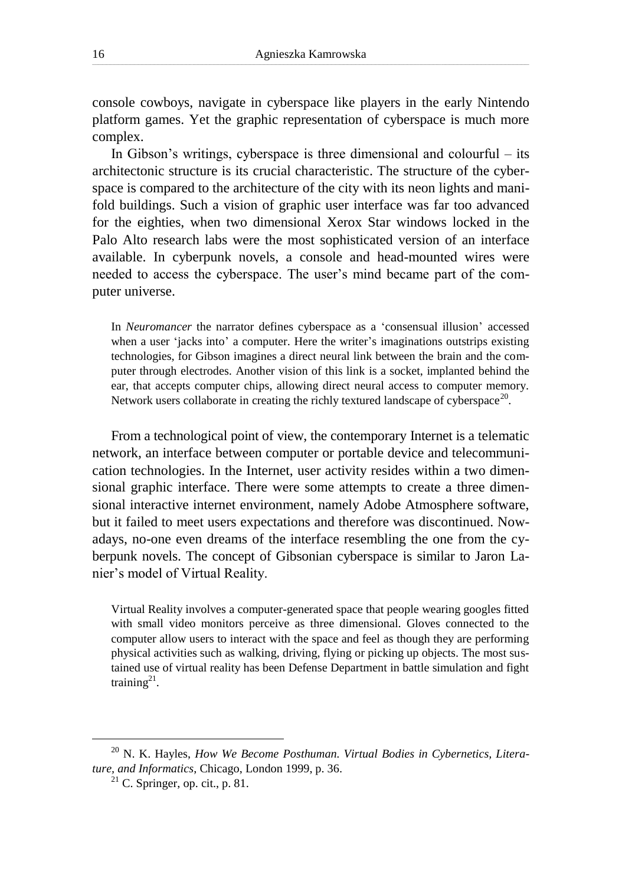console cowboys, navigate in cyberspace like players in the early Nintendo platform games. Yet the graphic representation of cyberspace is much more complex.

In Gibson's writings, cyberspace is three dimensional and colourful – its architectonic structure is its crucial characteristic. The structure of the cyberspace is compared to the architecture of the city with its neon lights and manifold buildings. Such a vision of graphic user interface was far too advanced for the eighties, when two dimensional Xerox Star windows locked in the Palo Alto research labs were the most sophisticated version of an interface available. In cyberpunk novels, a console and head-mounted wires were needed to access the cyberspace. The user's mind became part of the computer universe.

> In *Neuromancer* the narrator defines cyberspace as a 'consensual illusion' accessed when a user 'jacks into' a computer. Here the writer's imaginations outstrips existing technologies, for Gibson imagines a direct neural link between the brain and the computer through electrodes. Another vision of this link is a socket, implanted behind the ear, that accepts computer chips, allowing direct neural access to computer memory. Network users collaborate in creating the richly textured landscape of cyberspace[20].

From a technological point of view, the contemporary Internet is a telematic network, an interface between computer or portable device and telecommunication technologies. In the Internet, user activity resides within a two dimensional graphic interface. There were some attempts to create a three dimensional interactive internet environment, namely Adobe Atmosphere software, but it failed to meet users expectations and therefore was discontinued. Nowadays, no-one even dreams of the interface resembling the one from the cyberpunk novels. The concept of Gibsonian cyberspace is similar to Jaron Lanier's model of Virtual Reality.

> Virtual Reality involves a computer-generated space that people wearing googles fitted with small video monitors perceive as three dimensional. Gloves connected to the computer allow users to interact with the space and feel as though they are performing physical activities such as walking, driving, flying or picking up objects. The most sustained use of virtual reality has been Defense Department in battle simulation and fight training[21].

---

[20] N. K. Hayles, *How We Become Posthuman. Virtual Bodies in Cybernetics, Literature, and Informatics*, Chicago, London 1999, p. 36.

[21] C. Springer, op. cit., p. 81.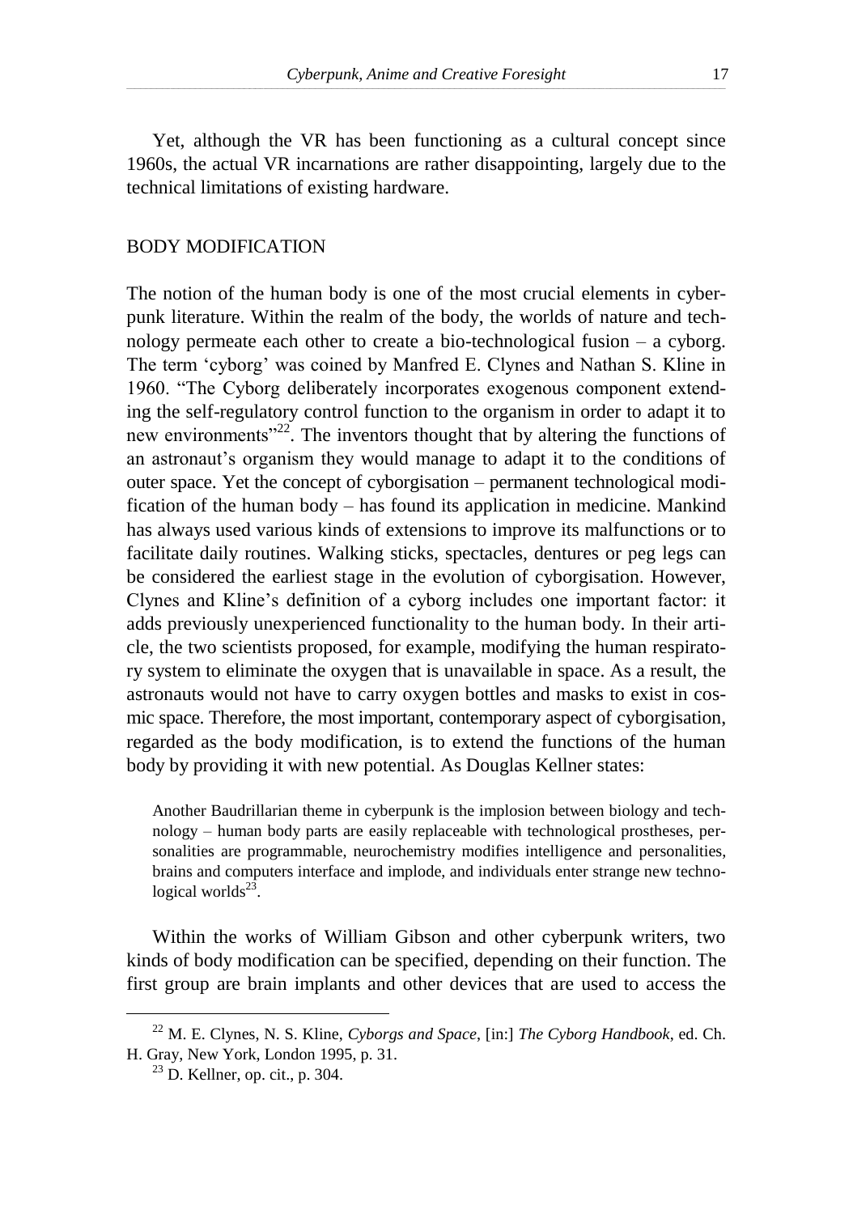Yet, although the VR has been functioning as a cultural concept since 1960s, the actual VR incarnations are rather disappointing, largely due to the technical limitations of existing hardware.

## BODY MODIFICATION

The notion of the human body is one of the most crucial elements in cyberpunk literature. Within the realm of the body, the worlds of nature and technology permeate each other to create a bio-technological fusion – a cyborg. The term 'cyborg' was coined by Manfred E. Clynes and Nathan S. Kline in 1960. "The Cyborg deliberately incorporates exogenous component extending the self-regulatory control function to the organism in order to adapt it to new environments"[22]. The inventors thought that by altering the functions of an astronaut's organism they would manage to adapt it to the conditions of outer space. Yet the concept of cyborgisation – permanent technological modification of the human body – has found its application in medicine. Mankind has always used various kinds of extensions to improve its malfunctions or to facilitate daily routines. Walking sticks, spectacles, dentures or peg legs can be considered the earliest stage in the evolution of cyborgisation. However, Clynes and Kline's definition of a cyborg includes one important factor: it adds previously unexperienced functionality to the human body. In their article, the two scientists proposed, for example, modifying the human respiratory system to eliminate the oxygen that is unavailable in space. As a result, the astronauts would not have to carry oxygen bottles and masks to exist in cosmic space. Therefore, the most important, contemporary aspect of cyborgisation, regarded as the body modification, is to extend the functions of the human body by providing it with new potential. As Douglas Kellner states:

> Another Baudrillarian theme in cyberpunk is the implosion between biology and technology – human body parts are easily replaceable with technological prostheses, personalities are programmable, neurochemistry modifies intelligence and personalities, brains and computers interface and implode, and individuals enter strange new technological worlds[23].

Within the works of William Gibson and other cyberpunk writers, two kinds of body modification can be specified, depending on their function. The first group are brain implants and other devices that are used to access the

---

[22] M. E. Clynes, N. S. Kline, *Cyborgs and Space*, [in:] *The Cyborg Handbook*, ed. Ch. H. Gray, New York, London 1995, p. 31.

[23] D. Kellner, op. cit., p. 304.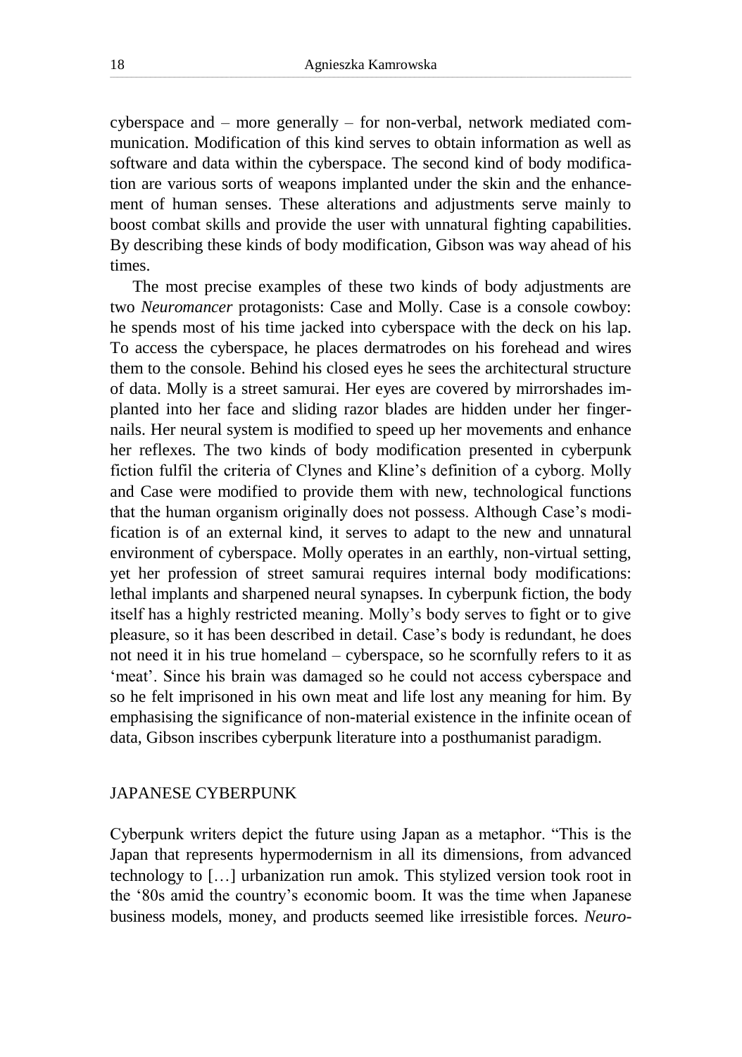cyberspace and – more generally – for non-verbal, network mediated communication. Modification of this kind serves to obtain information as well as software and data within the cyberspace. The second kind of body modification are various sorts of weapons implanted under the skin and the enhancement of human senses. These alterations and adjustments serve mainly to boost combat skills and provide the user with unnatural fighting capabilities. By describing these kinds of body modification, Gibson was way ahead of his times.

The most precise examples of these two kinds of body adjustments are two *Neuromancer* protagonists: Case and Molly. Case is a console cowboy: he spends most of his time jacked into cyberspace with the deck on his lap. To access the cyberspace, he places dermatrodes on his forehead and wires them to the console. Behind his closed eyes he sees the architectural structure of data. Molly is a street samurai. Her eyes are covered by mirrorshades implanted into her face and sliding razor blades are hidden under her fingernails. Her neural system is modified to speed up her movements and enhance her reflexes. The two kinds of body modification presented in cyberpunk fiction fulfil the criteria of Clynes and Kline's definition of a cyborg. Molly and Case were modified to provide them with new, technological functions that the human organism originally does not possess. Although Case's modification is of an external kind, it serves to adapt to the new and unnatural environment of cyberspace. Molly operates in an earthly, non-virtual setting, yet her profession of street samurai requires internal body modifications: lethal implants and sharpened neural synapses. In cyberpunk fiction, the body itself has a highly restricted meaning. Molly's body serves to fight or to give pleasure, so it has been described in detail. Case's body is redundant, he does not need it in his true homeland – cyberspace, so he scornfully refers to it as 'meat'. Since his brain was damaged so he could not access cyberspace and so he felt imprisoned in his own meat and life lost any meaning for him. By emphasising the significance of non-material existence in the infinite ocean of data, Gibson inscribes cyberpunk literature into a posthumanist paradigm.

## JAPANESE CYBERPUNK

Cyberpunk writers depict the future using Japan as a metaphor. "This is the Japan that represents hypermodernism in all its dimensions, from advanced technology to […] urbanization run amok. This stylized version took root in the '80s amid the country's economic boom. It was the time when Japanese business models, money, and products seemed like irresistible forces. *Neuro-*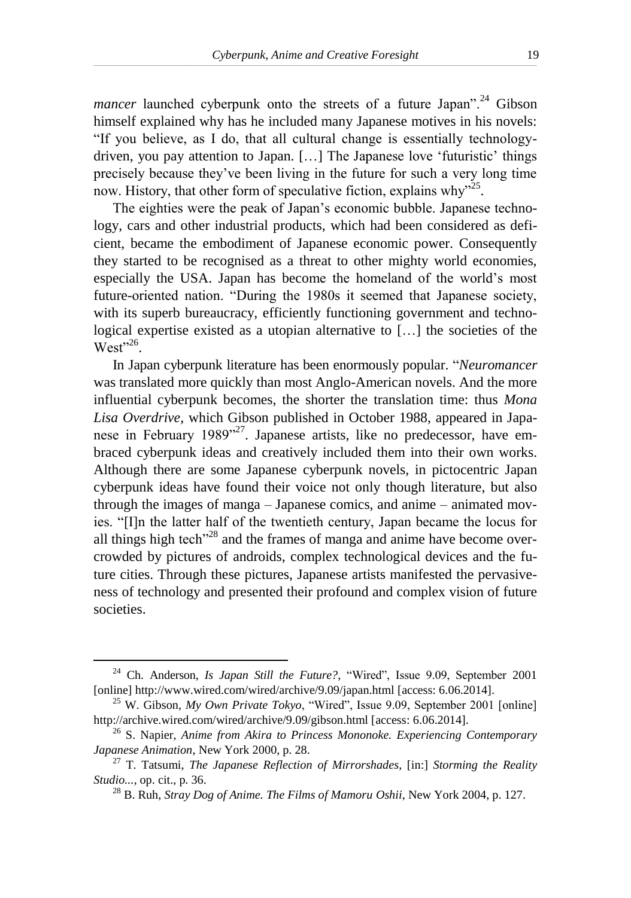*mancer* launched cyberpunk onto the streets of a future Japan".[24] Gibson himself explained why has he included many Japanese motives in his novels: "If you believe, as I do, that all cultural change is essentially technology-driven, you pay attention to Japan. […] The Japanese love 'futuristic' things precisely because they've been living in the future for such a very long time now. History, that other form of speculative fiction, explains why"[25].

The eighties were the peak of Japan's economic bubble. Japanese technology, cars and other industrial products, which had been considered as deficient, became the embodiment of Japanese economic power. Consequently they started to be recognised as a threat to other mighty world economies, especially the USA. Japan has become the homeland of the world's most future-oriented nation. "During the 1980s it seemed that Japanese society, with its superb bureaucracy, efficiently functioning government and technological expertise existed as a utopian alternative to […] the societies of the West"[26].

In Japan cyberpunk literature has been enormously popular. "*Neuromancer* was translated more quickly than most Anglo-American novels. And the more influential cyberpunk becomes, the shorter the translation time: thus *Mona Lisa Overdrive,* which Gibson published in October 1988, appeared in Japanese in February 1989"[27]. Japanese artists, like no predecessor, have embraced cyberpunk ideas and creatively included them into their own works. Although there are some Japanese cyberpunk novels, in pictocentric Japan cyberpunk ideas have found their voice not only though literature, but also through the images of manga – Japanese comics, and anime – animated movies. "[I]n the latter half of the twentieth century, Japan became the locus for all things high tech"[28] and the frames of manga and anime have become overcrowded by pictures of androids, complex technological devices and the future cities. Through these pictures, Japanese artists manifested the pervasiveness of technology and presented their profound and complex vision of future societies.

---

[24] Ch. Anderson, *Is Japan Still the Future?*, "Wired", Issue 9.09, September 2001 [online] http://www.wired.com/wired/archive/9.09/japan.html [access: 6.06.2014].

[25] W. Gibson, *My Own Private Tokyo*, "Wired", Issue 9.09, September 2001 [online] http://archive.wired.com/wired/archive/9.09/gibson.html [access: 6.06.2014].

[26] S. Napier, *Anime from Akira to Princess Mononoke. Experiencing Contemporary Japanese Animation*, New York 2000, p. 28.

[27] T. Tatsumi, *The Japanese Reflection of Mirrorshades*, [in:] *Storming the Reality Studio...*, op. cit., p. 36.

[28] B. Ruh, *Stray Dog of Anime. The Films of Mamoru Oshii*, New York 2004, p. 127.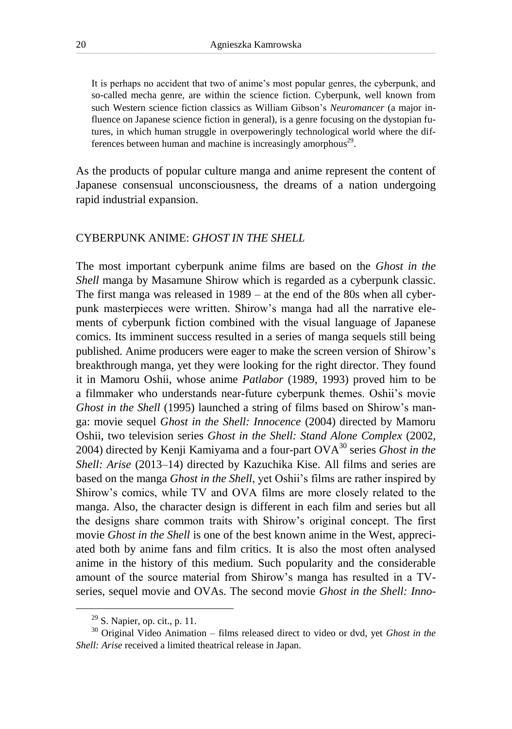> It is perhaps no accident that two of anime's most popular genres, the cyberpunk, and so-called mecha genre, are within the science fiction. Cyberpunk, well known from such Western science fiction classics as William Gibson's *Neuromancer* (a major influence on Japanese science fiction in general), is a genre focusing on the dystopian futures, in which human struggle in overpoweringly technological world where the differences between human and machine is increasingly amorphous[29].

As the products of popular culture manga and anime represent the content of Japanese consensual unconsciousness, the dreams of a nation undergoing rapid industrial expansion.

## CYBERPUNK ANIME: *GHOST IN THE SHELL*

The most important cyberpunk anime films are based on the *Ghost in the Shell* manga by Masamune Shirow which is regarded as a cyberpunk classic. The first manga was released in 1989 – at the end of the 80s when all cyberpunk masterpieces were written. Shirow's manga had all the narrative elements of cyberpunk fiction combined with the visual language of Japanese comics. Its imminent success resulted in a series of manga sequels still being published. Anime producers were eager to make the screen version of Shirow's breakthrough manga, yet they were looking for the right director. They found it in Mamoru Oshii, whose anime *Patlabor* (1989, 1993) proved him to be a filmmaker who understands near-future cyberpunk themes. Oshii's movie *Ghost in the Shell* (1995) launched a string of films based on Shirow's manga: movie sequel *Ghost in the Shell: Innocence* (2004) directed by Mamoru Oshii, two television series *Ghost in the Shell: Stand Alone Complex* (2002, 2004) directed by Kenji Kamiyama and a four-part OVA[30] series *Ghost in the Shell: Arise* (2013–14) directed by Kazuchika Kise. All films and series are based on the manga *Ghost in the Shell*, yet Oshii's films are rather inspired by Shirow's comics, while TV and OVA films are more closely related to the manga. Also, the character design is different in each film and series but all the designs share common traits with Shirow's original concept. The first movie *Ghost in the Shell* is one of the best known anime in the West, appreciated both by anime fans and film critics. It is also the most often analysed anime in the history of this medium. Such popularity and the considerable amount of the source material from Shirow's manga has resulted in a TV-series, sequel movie and OVAs. The second movie *Ghost in the Shell: Inno-*

---

[29] S. Napier, op. cit., p. 11.

[30] Original Video Animation – films released direct to video or dvd, yet *Ghost in the Shell: Arise* received a limited theatrical release in Japan.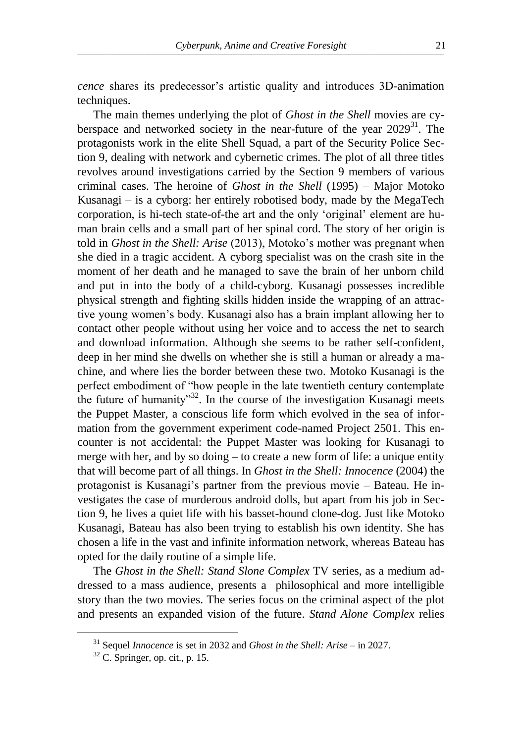*cence* shares its predecessor's artistic quality and introduces 3D-animation techniques.

The main themes underlying the plot of *Ghost in the Shell* movies are cyberspace and networked society in the near-future of the year 2029[31]. The protagonists work in the elite Shell Squad, a part of the Security Police Section 9, dealing with network and cybernetic crimes. The plot of all three titles revolves around investigations carried by the Section 9 members of various criminal cases. The heroine of *Ghost in the Shell* (1995) – Major Motoko Kusanagi – is a cyborg: her entirely robotised body, made by the MegaTech corporation, is hi-tech state-of-the art and the only 'original' element are human brain cells and a small part of her spinal cord. The story of her origin is told in *Ghost in the Shell: Arise* (2013), Motoko's mother was pregnant when she died in a tragic accident. A cyborg specialist was on the crash site in the moment of her death and he managed to save the brain of her unborn child and put in into the body of a child-cyborg. Kusanagi possesses incredible physical strength and fighting skills hidden inside the wrapping of an attractive young women's body. Kusanagi also has a brain implant allowing her to contact other people without using her voice and to access the net to search and download information. Although she seems to be rather self-confident, deep in her mind she dwells on whether she is still a human or already a machine, and where lies the border between these two. Motoko Kusanagi is the perfect embodiment of "how people in the late twentieth century contemplate the future of humanity"[32]. In the course of the investigation Kusanagi meets the Puppet Master, a conscious life form which evolved in the sea of information from the government experiment code-named Project 2501. This encounter is not accidental: the Puppet Master was looking for Kusanagi to merge with her, and by so doing – to create a new form of life: a unique entity that will become part of all things. In *Ghost in the Shell: Innocence* (2004) the protagonist is Kusanagi's partner from the previous movie – Bateau. He investigates the case of murderous android dolls, but apart from his job in Section 9, he lives a quiet life with his basset-hound clone-dog. Just like Motoko Kusanagi, Bateau has also been trying to establish his own identity. She has chosen a life in the vast and infinite information network, whereas Bateau has opted for the daily routine of a simple life.

The *Ghost in the Shell: Stand Slone Complex* TV series, as a medium addressed to a mass audience, presents a philosophical and more intelligible story than the two movies. The series focus on the criminal aspect of the plot and presents an expanded vision of the future. *Stand Alone Complex* relies

---

[31] Sequel *Innocence* is set in 2032 and *Ghost in the Shell: Arise* – in 2027.

[32] C. Springer, op. cit., p. 15.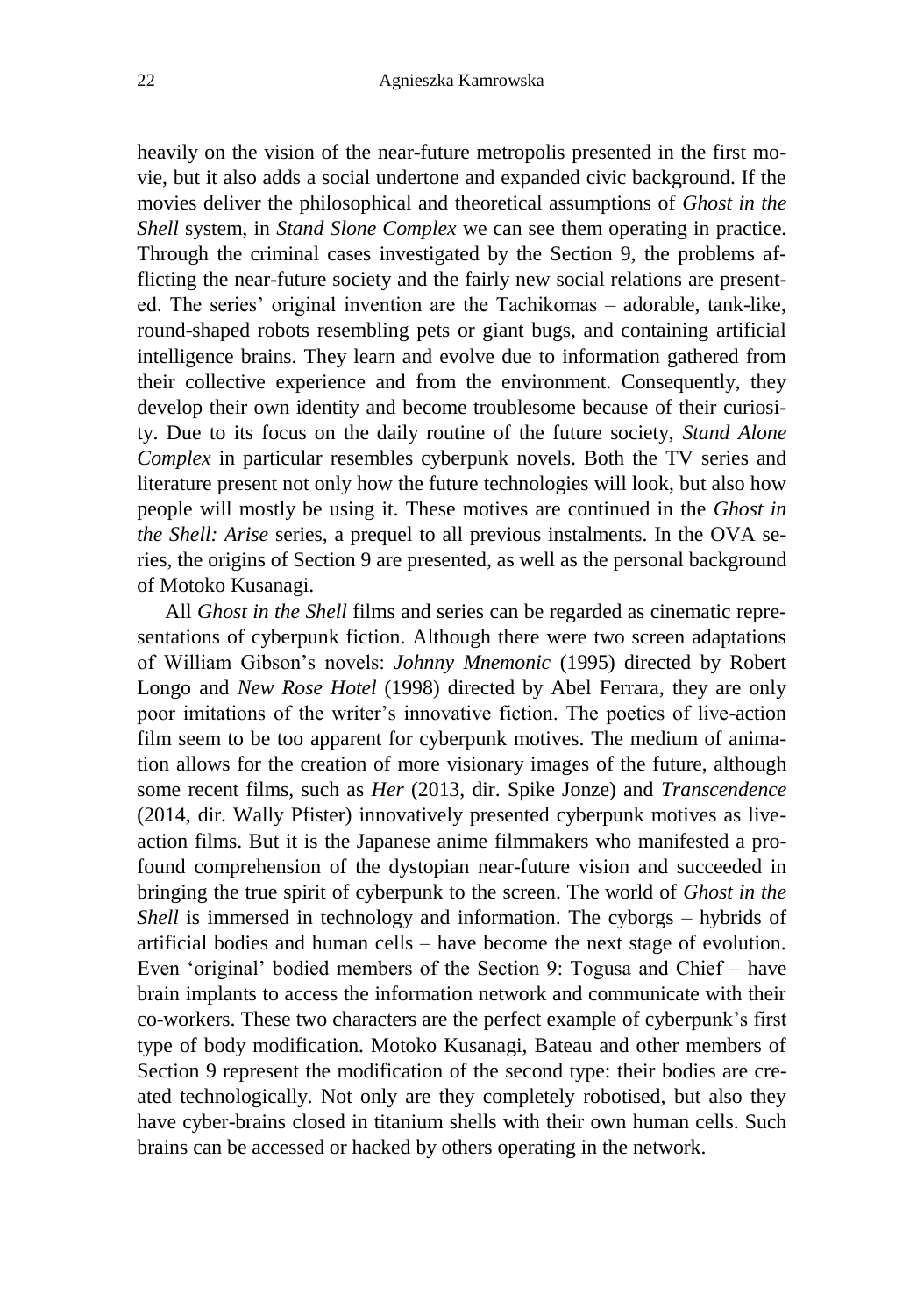heavily on the vision of the near-future metropolis presented in the first movie, but it also adds a social undertone and expanded civic background. If the movies deliver the philosophical and theoretical assumptions of *Ghost in the Shell* system, in *Stand Slone Complex* we can see them operating in practice. Through the criminal cases investigated by the Section 9, the problems afflicting the near-future society and the fairly new social relations are presented. The series' original invention are the Tachikomas – adorable, tank-like, round-shaped robots resembling pets or giant bugs, and containing artificial intelligence brains. They learn and evolve due to information gathered from their collective experience and from the environment. Consequently, they develop their own identity and become troublesome because of their curiosity. Due to its focus on the daily routine of the future society, *Stand Alone Complex* in particular resembles cyberpunk novels. Both the TV series and literature present not only how the future technologies will look, but also how people will mostly be using it. These motives are continued in the *Ghost in the Shell: Arise* series, a prequel to all previous instalments. In the OVA series, the origins of Section 9 are presented, as well as the personal background of Motoko Kusanagi.

All *Ghost in the Shell* films and series can be regarded as cinematic representations of cyberpunk fiction. Although there were two screen adaptations of William Gibson's novels: *Johnny Mnemonic* (1995) directed by Robert Longo and *New Rose Hotel* (1998) directed by Abel Ferrara, they are only poor imitations of the writer's innovative fiction. The poetics of live-action film seem to be too apparent for cyberpunk motives. The medium of animation allows for the creation of more visionary images of the future, although some recent films, such as *Her* (2013, dir. Spike Jonze) and *Transcendence* (2014, dir. Wally Pfister) innovatively presented cyberpunk motives as live-action films. But it is the Japanese anime filmmakers who manifested a profound comprehension of the dystopian near-future vision and succeeded in bringing the true spirit of cyberpunk to the screen. The world of *Ghost in the Shell* is immersed in technology and information. The cyborgs – hybrids of artificial bodies and human cells – have become the next stage of evolution. Even 'original' bodied members of the Section 9: Togusa and Chief – have brain implants to access the information network and communicate with their co-workers. These two characters are the perfect example of cyberpunk's first type of body modification. Motoko Kusanagi, Bateau and other members of Section 9 represent the modification of the second type: their bodies are created technologically. Not only are they completely robotised, but also they have cyber-brains closed in titanium shells with their own human cells. Such brains can be accessed or hacked by others operating in the network.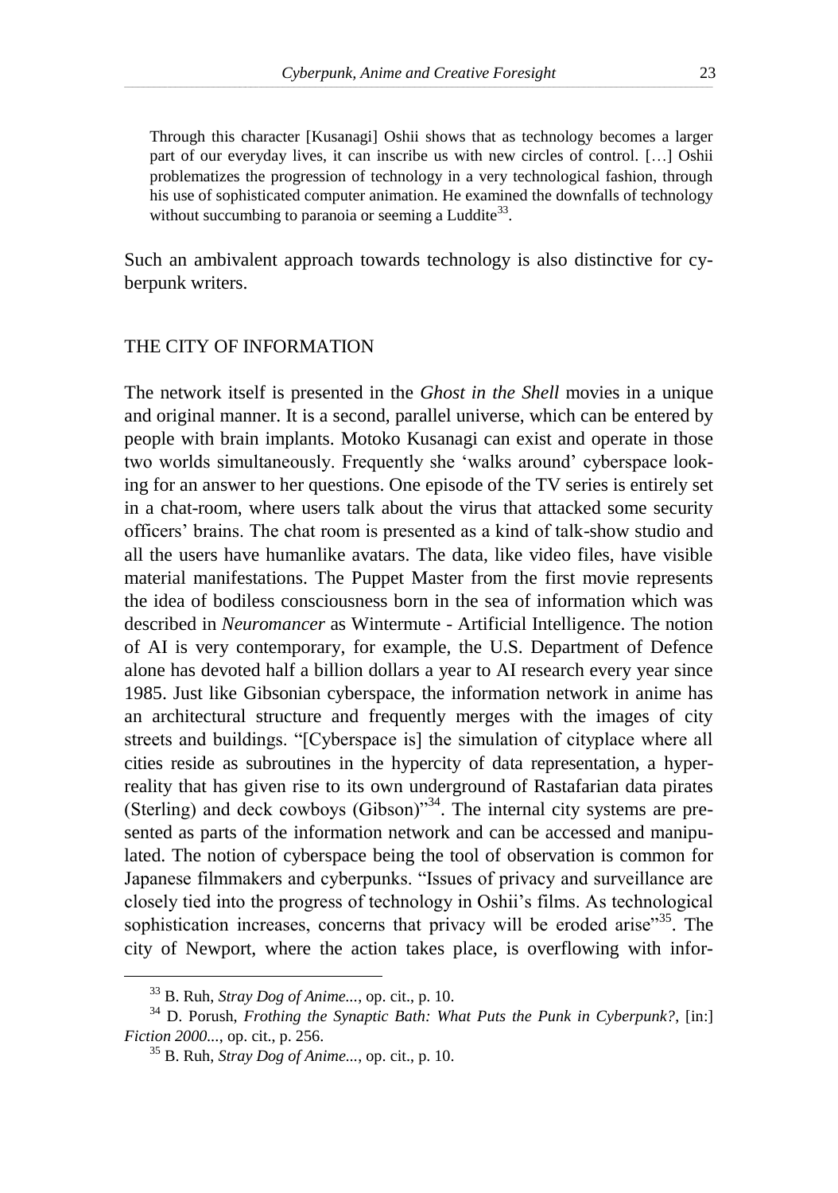> Through this character [Kusanagi] Oshii shows that as technology becomes a larger part of our everyday lives, it can inscribe us with new circles of control. […] Oshii problematizes the progression of technology in a very technological fashion, through his use of sophisticated computer animation. He examined the downfalls of technology without succumbing to paranoia or seeming a Luddite[33].

Such an ambivalent approach towards technology is also distinctive for cyberpunk writers.

## THE CITY OF INFORMATION

The network itself is presented in the *Ghost in the Shell* movies in a unique and original manner. It is a second, parallel universe, which can be entered by people with brain implants. Motoko Kusanagi can exist and operate in those two worlds simultaneously. Frequently she 'walks around' cyberspace looking for an answer to her questions. One episode of the TV series is entirely set in a chat-room, where users talk about the virus that attacked some security officers' brains. The chat room is presented as a kind of talk-show studio and all the users have humanlike avatars. The data, like video files, have visible material manifestations. The Puppet Master from the first movie represents the idea of bodiless consciousness born in the sea of information which was described in *Neuromancer* as Wintermute - Artificial Intelligence. The notion of AI is very contemporary, for example, the U.S. Department of Defence alone has devoted half a billion dollars a year to AI research every year since 1985. Just like Gibsonian cyberspace, the information network in anime has an architectural structure and frequently merges with the images of city streets and buildings. "[Cyberspace is] the simulation of cityplace where all cities reside as subroutines in the hypercity of data representation, a hyperreality that has given rise to its own underground of Rastafarian data pirates (Sterling) and deck cowboys (Gibson)"[34]. The internal city systems are presented as parts of the information network and can be accessed and manipulated. The notion of cyberspace being the tool of observation is common for Japanese filmmakers and cyberpunks. "Issues of privacy and surveillance are closely tied into the progress of technology in Oshii's films. As technological sophistication increases, concerns that privacy will be eroded arise"[35]. The city of Newport, where the action takes place, is overflowing with infor-

---

[33] B. Ruh, *Stray Dog of Anime...*, op. cit., p. 10.

[34] D. Porush, *Frothing the Synaptic Bath: What Puts the Punk in Cyberpunk?*, [in:] *Fiction 2000...*, op. cit., p. 256.

[35] B. Ruh, *Stray Dog of Anime...*, op. cit., p. 10.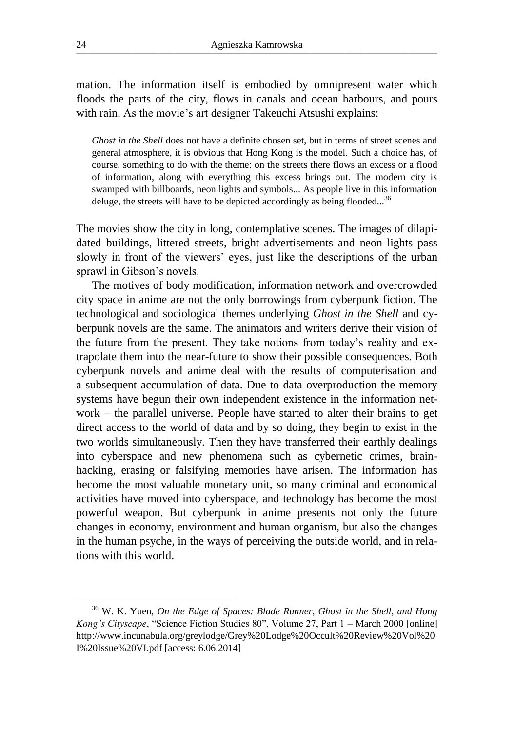mation. The information itself is embodied by omnipresent water which floods the parts of the city, flows in canals and ocean harbours, and pours with rain. As the movie's art designer Takeuchi Atsushi explains:

> *Ghost in the Shell* does not have a definite chosen set, but in terms of street scenes and general atmosphere, it is obvious that Hong Kong is the model. Such a choice has, of course, something to do with the theme: on the streets there flows an excess or a flood of information, along with everything this excess brings out. The modern city is swamped with billboards, neon lights and symbols... As people live in this information deluge, the streets will have to be depicted accordingly as being flooded...[36]

The movies show the city in long, contemplative scenes. The images of dilapidated buildings, littered streets, bright advertisements and neon lights pass slowly in front of the viewers' eyes, just like the descriptions of the urban sprawl in Gibson's novels.

The motives of body modification, information network and overcrowded city space in anime are not the only borrowings from cyberpunk fiction. The technological and sociological themes underlying *Ghost in the Shell* and cyberpunk novels are the same. The animators and writers derive their vision of the future from the present. They take notions from today's reality and extrapolate them into the near-future to show their possible consequences. Both cyberpunk novels and anime deal with the results of computerisation and a subsequent accumulation of data. Due to data overproduction the memory systems have begun their own independent existence in the information network – the parallel universe. People have started to alter their brains to get direct access to the world of data and by so doing, they begin to exist in the two worlds simultaneously. Then they have transferred their earthly dealings into cyberspace and new phenomena such as cybernetic crimes, brain-hacking, erasing or falsifying memories have arisen. The information has become the most valuable monetary unit, so many criminal and economical activities have moved into cyberspace, and technology has become the most powerful weapon. But cyberpunk in anime presents not only the future changes in economy, environment and human organism, but also the changes in the human psyche, in the ways of perceiving the outside world, and in relations with this world.

---

[36] W. K. Yuen, *On the Edge of Spaces: Blade Runner, Ghost in the Shell, and Hong Kong's Cityscape*, "Science Fiction Studies 80", Volume 27, Part 1 – March 2000 [online] http://www.incunabula.org/greylodge/Grey%20Lodge%20Occult%20Review%20Vol%20I%20Issue%20VI.pdf [access: 6.06.2014]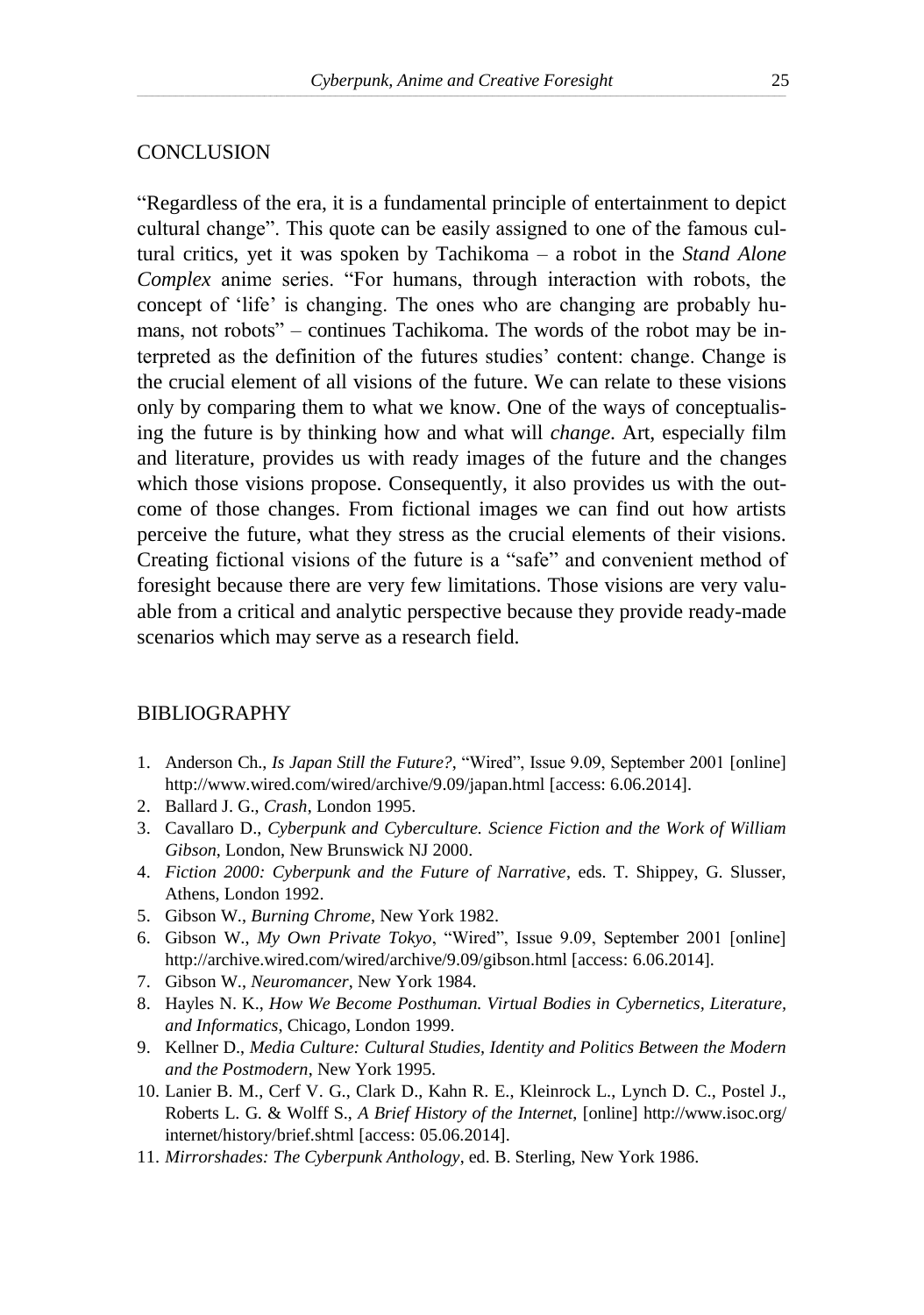## CONCLUSION

"Regardless of the era, it is a fundamental principle of entertainment to depict cultural change". This quote can be easily assigned to one of the famous cultural critics, yet it was spoken by Tachikoma – a robot in the *Stand Alone Complex* anime series. "For humans, through interaction with robots, the concept of 'life' is changing. The ones who are changing are probably humans, not robots" – continues Tachikoma. The words of the robot may be interpreted as the definition of the futures studies' content: change. Change is the crucial element of all visions of the future. We can relate to these visions only by comparing them to what we know. One of the ways of conceptualising the future is by thinking how and what will *change*. Art, especially film and literature, provides us with ready images of the future and the changes which those visions propose. Consequently, it also provides us with the outcome of those changes. From fictional images we can find out how artists perceive the future, what they stress as the crucial elements of their visions. Creating fictional visions of the future is a "safe" and convenient method of foresight because there are very few limitations. Those visions are very valuable from a critical and analytic perspective because they provide ready-made scenarios which may serve as a research field.

## BIBLIOGRAPHY

1. Anderson Ch., *Is Japan Still the Future?*, "Wired", Issue 9.09, September 2001 [online] http://www.wired.com/wired/archive/9.09/japan.html [access: 6.06.2014].
2. Ballard J. G., *Crash*, London 1995.
3. Cavallaro D., *Cyberpunk and Cyberculture. Science Fiction and the Work of William Gibson*, London, New Brunswick NJ 2000.
4. *Fiction 2000: Cyberpunk and the Future of Narrative*, eds. T. Shippey, G. Slusser, Athens, London 1992.
5. Gibson W., *Burning Chrome*, New York 1982.
6. Gibson W., *My Own Private Tokyo*, "Wired", Issue 9.09, September 2001 [online] http://archive.wired.com/wired/archive/9.09/gibson.html [access: 6.06.2014].
7. Gibson W., *Neuromancer*, New York 1984.
8. Hayles N. K., *How We Become Posthuman. Virtual Bodies in Cybernetics, Literature, and Informatics*, Chicago, London 1999.
9. Kellner D., *Media Culture: Cultural Studies, Identity and Politics Between the Modern and the Postmodern*, New York 1995.
10. Lanier B. M., Cerf V. G., Clark D., Kahn R. E., Kleinrock L., Lynch D. C., Postel J., Roberts L. G. & Wolff S., *A Brief History of the Internet*, [online] http://www.isoc.org/internet/history/brief.shtml [access: 05.06.2014].
11. *Mirrorshades: The Cyberpunk Anthology*, ed. B. Sterling, New York 1986.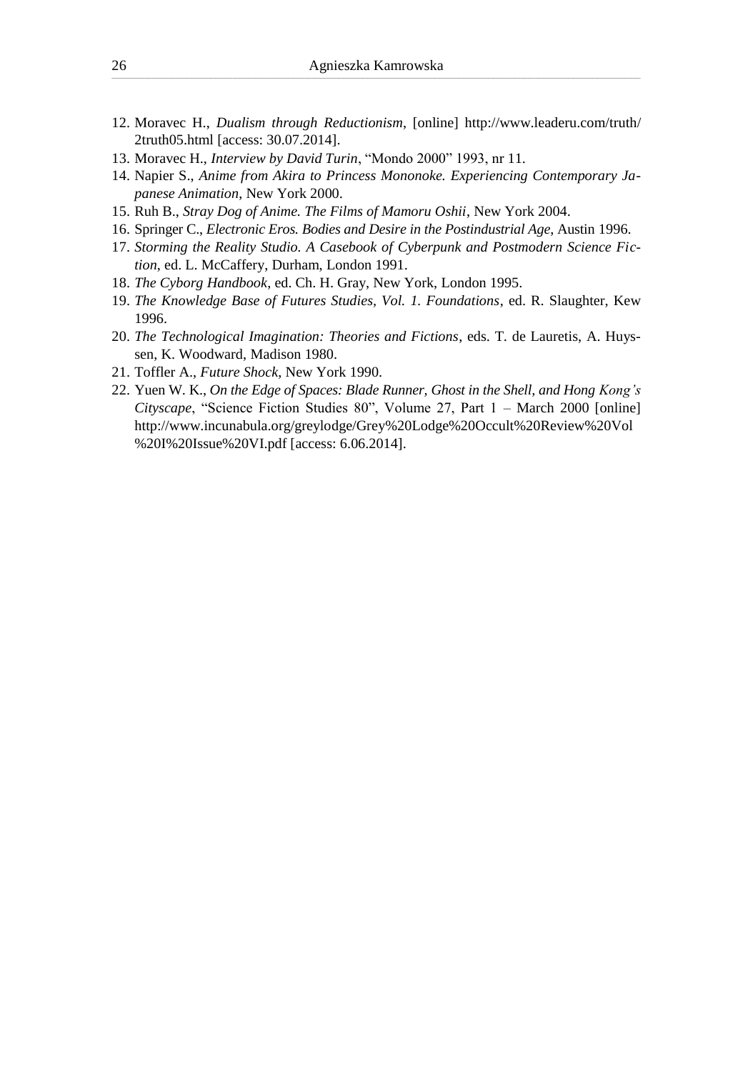12. Moravec H., *Dualism through Reductionism*, [online] http://www.leaderu.com/truth/2truth05.html [access: 30.07.2014].
13. Moravec H., *Interview by David Turin*, "Mondo 2000" 1993, nr 11.
14. Napier S., *Anime from Akira to Princess Mononoke. Experiencing Contemporary Japanese Animation*, New York 2000.
15. Ruh B., *Stray Dog of Anime. The Films of Mamoru Oshii*, New York 2004.
16. Springer C., *Electronic Eros. Bodies and Desire in the Postindustrial Age*, Austin 1996.
17. *Storming the Reality Studio. A Casebook of Cyberpunk and Postmodern Science Fiction*, ed. L. McCaffery, Durham, London 1991.
18. *The Cyborg Handbook*, ed. Ch. H. Gray, New York, London 1995.
19. *The Knowledge Base of Futures Studies, Vol. 1. Foundations*, ed. R. Slaughter, Kew 1996.
20. *The Technological Imagination: Theories and Fictions*, eds. T. de Lauretis, A. Huyssen, K. Woodward, Madison 1980.
21. Toffler A., *Future Shock*, New York 1990.
22. Yuen W. K., *On the Edge of Spaces: Blade Runner, Ghost in the Shell, and Hong Kong's Cityscape*, "Science Fiction Studies 80", Volume 27, Part 1 – March 2000 [online] http://www.incunabula.org/greylodge/Grey%20Lodge%20Occult%20Review%20Vol%20I%20Issue%20VI.pdf [access: 6.06.2014].